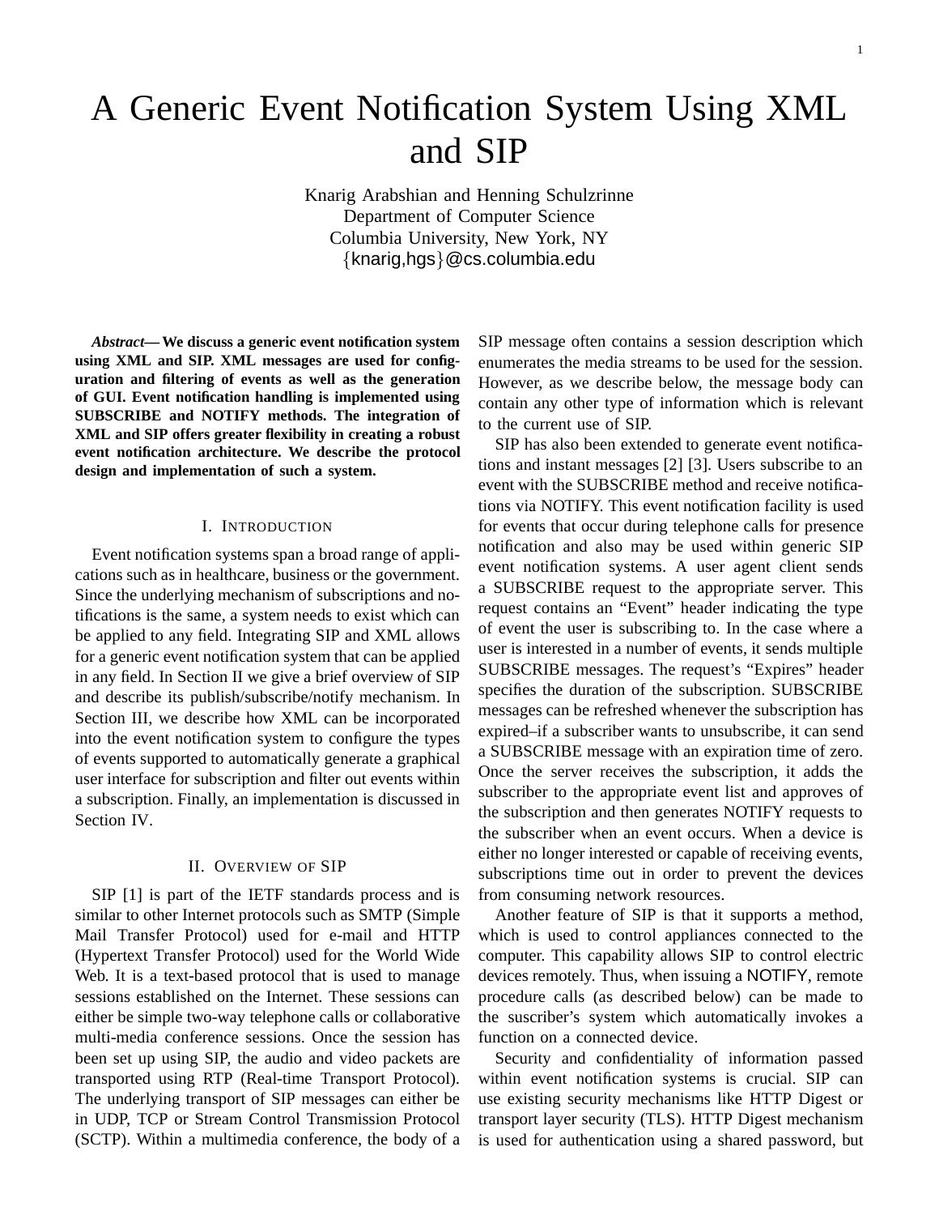# A Generic Event Notification System Using XML and SIP

Knarig Arabshian and Henning Schulzrinne
Department of Computer Science
Columbia University, New York, NY
{knarig,hgs}@cs.columbia.edu

***Abstract*— We discuss a generic event notification system using XML and SIP. XML messages are used for configuration and filtering of events as well as the generation of GUI. Event notification handling is implemented using SUBSCRIBE and NOTIFY methods. The integration of XML and SIP offers greater flexibility in creating a robust event notification architecture. We describe the protocol design and implementation of such a system.**

## I. Introduction

Event notification systems span a broad range of applications such as in healthcare, business or the government. Since the underlying mechanism of subscriptions and notifications is the same, a system needs to exist which can be applied to any field. Integrating SIP and XML allows for a generic event notification system that can be applied in any field. In Section II we give a brief overview of SIP and describe its publish/subscribe/notify mechanism. In Section III, we describe how XML can be incorporated into the event notification system to configure the types of events supported to automatically generate a graphical user interface for subscription and filter out events within a subscription. Finally, an implementation is discussed in Section IV.

## II. Overview of SIP

SIP [1] is part of the IETF standards process and is similar to other Internet protocols such as SMTP (Simple Mail Transfer Protocol) used for e-mail and HTTP (Hypertext Transfer Protocol) used for the World Wide Web. It is a text-based protocol that is used to manage sessions established on the Internet. These sessions can either be simple two-way telephone calls or collaborative multi-media conference sessions. Once the session has been set up using SIP, the audio and video packets are transported using RTP (Real-time Transport Protocol). The underlying transport of SIP messages can either be in UDP, TCP or Stream Control Transmission Protocol (SCTP). Within a multimedia conference, the body of a SIP message often contains a session description which enumerates the media streams to be used for the session. However, as we describe below, the message body can contain any other type of information which is relevant to the current use of SIP.

SIP has also been extended to generate event notifications and instant messages [2] [3]. Users subscribe to an event with the SUBSCRIBE method and receive notifications via NOTIFY. This event notification facility is used for events that occur during telephone calls for presence notification and also may be used within generic SIP event notification systems. A user agent client sends a SUBSCRIBE request to the appropriate server. This request contains an "Event" header indicating the type of event the user is subscribing to. In the case where a user is interested in a number of events, it sends multiple SUBSCRIBE messages. The request's "Expires" header specifies the duration of the subscription. SUBSCRIBE messages can be refreshed whenever the subscription has expired–if a subscriber wants to unsubscribe, it can send a SUBSCRIBE message with an expiration time of zero. Once the server receives the subscription, it adds the subscriber to the appropriate event list and approves of the subscription and then generates NOTIFY requests to the subscriber when an event occurs. When a device is either no longer interested or capable of receiving events, subscriptions time out in order to prevent the devices from consuming network resources.

Another feature of SIP is that it supports a method, which is used to control appliances connected to the computer. This capability allows SIP to control electric devices remotely. Thus, when issuing a NOTIFY, remote procedure calls (as described below) can be made to the suscriber's system which automatically invokes a function on a connected device.

Security and confidentiality of information passed within event notification systems is crucial. SIP can use existing security mechanisms like HTTP Digest or transport layer security (TLS). HTTP Digest mechanism is used for authentication using a shared password, but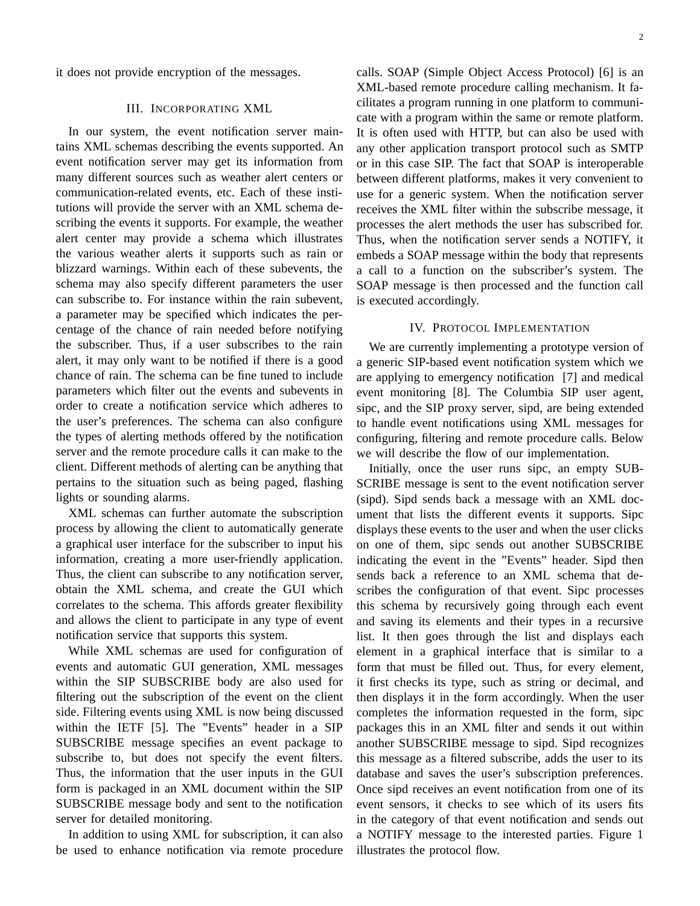it does not provide encryption of the messages.

## III. Incorporating XML

In our system, the event notification server maintains XML schemas describing the events supported. An event notification server may get its information from many different sources such as weather alert centers or communication-related events, etc. Each of these institutions will provide the server with an XML schema describing the events it supports. For example, the weather alert center may provide a schema which illustrates the various weather alerts it supports such as rain or blizzard warnings. Within each of these subevents, the schema may also specify different parameters the user can subscribe to. For instance within the rain subevent, a parameter may be specified which indicates the percentage of the chance of rain needed before notifying the subscriber. Thus, if a user subscribes to the rain alert, it may only want to be notified if there is a good chance of rain. The schema can be fine tuned to include parameters which filter out the events and subevents in order to create a notification service which adheres to the user's preferences. The schema can also configure the types of alerting methods offered by the notification server and the remote procedure calls it can make to the client. Different methods of alerting can be anything that pertains to the situation such as being paged, flashing lights or sounding alarms.

XML schemas can further automate the subscription process by allowing the client to automatically generate a graphical user interface for the subscriber to input his information, creating a more user-friendly application. Thus, the client can subscribe to any notification server, obtain the XML schema, and create the GUI which correlates to the schema. This affords greater flexibility and allows the client to participate in any type of event notification service that supports this system.

While XML schemas are used for configuration of events and automatic GUI generation, XML messages within the SIP SUBSCRIBE body are also used for filtering out the subscription of the event on the client side. Filtering events using XML is now being discussed within the IETF [5]. The "Events" header in a SIP SUBSCRIBE message specifies an event package to subscribe to, but does not specify the event filters. Thus, the information that the user inputs in the GUI form is packaged in an XML document within the SIP SUBSCRIBE message body and sent to the notification server for detailed monitoring.

In addition to using XML for subscription, it can also be used to enhance notification via remote procedure calls. SOAP (Simple Object Access Protocol) [6] is an XML-based remote procedure calling mechanism. It facilitates a program running in one platform to communicate with a program within the same or remote platform. It is often used with HTTP, but can also be used with any other application transport protocol such as SMTP or in this case SIP. The fact that SOAP is interoperable between different platforms, makes it very convenient to use for a generic system. When the notification server receives the XML filter within the subscribe message, it processes the alert methods the user has subscribed for. Thus, when the notification server sends a NOTIFY, it embeds a SOAP message within the body that represents a call to a function on the subscriber's system. The SOAP message is then processed and the function call is executed accordingly.

## IV. Protocol Implementation

We are currently implementing a prototype version of a generic SIP-based event notification system which we are applying to emergency notification [7] and medical event monitoring [8]. The Columbia SIP user agent, sipc, and the SIP proxy server, sipd, are being extended to handle event notifications using XML messages for configuring, filtering and remote procedure calls. Below we will describe the flow of our implementation.

Initially, once the user runs sipc, an empty SUBSCRIBE message is sent to the event notification server (sipd). Sipd sends back a message with an XML document that lists the different events it supports. Sipc displays these events to the user and when the user clicks on one of them, sipc sends out another SUBSCRIBE indicating the event in the "Events" header. Sipd then sends back a reference to an XML schema that describes the configuration of that event. Sipc processes this schema by recursively going through each event and saving its elements and their types in a recursive list. It then goes through the list and displays each element in a graphical interface that is similar to a form that must be filled out. Thus, for every element, it first checks its type, such as string or decimal, and then displays it in the form accordingly. When the user completes the information requested in the form, sipc packages this in an XML filter and sends it out within another SUBSCRIBE message to sipd. Sipd recognizes this message as a filtered subscribe, adds the user to its database and saves the user's subscription preferences. Once sipd receives an event notification from one of its event sensors, it checks to see which of its users fits in the category of that event notification and sends out a NOTIFY message to the interested parties. Figure 1 illustrates the protocol flow.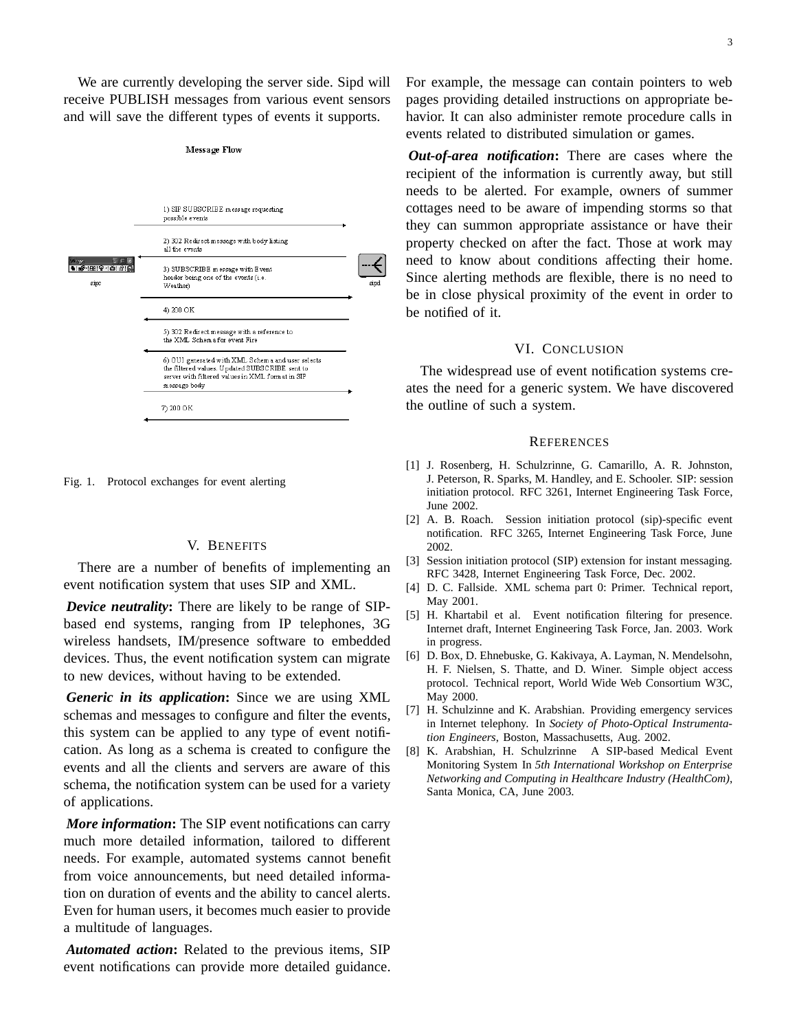We are currently developing the server side. Sipd will receive PUBLISH messages from various event sensors and will save the different types of events it supports.

Message Flow

1) SIP SUBSCRIBE message requesting possible events

2) 302 Redirect message with body listing all the events

3) SUBSCRIBE message with Event header being one of the events (i.e. Weather)

4) 200 OK

5) 302 Redirect message with a reference to the XML Schema for event Fire

6) GUI generated with XML Schema and user selects the filtered values. Updated SUBSCRIBE sent to server with filtered values in XML format in SIP message body

7) 200 OK

sipc

sipd

Fig. 1. Protocol exchanges for event alerting

## V. Benefits

There are a number of benefits of implementing an event notification system that uses SIP and XML.

***Device neutrality*:** There are likely to be range of SIP-based end systems, ranging from IP telephones, 3G wireless handsets, IM/presence software to embedded devices. Thus, the event notification system can migrate to new devices, without having to be extended.

***Generic in its application*:** Since we are using XML schemas and messages to configure and filter the events, this system can be applied to any type of event notification. As long as a schema is created to configure the events and all the clients and servers are aware of this schema, the notification system can be used for a variety of applications.

***More information*:** The SIP event notifications can carry much more detailed information, tailored to different needs. For example, automated systems cannot benefit from voice announcements, but need detailed information on duration of events and the ability to cancel alerts. Even for human users, it becomes much easier to provide a multitude of languages.

***Automated action*:** Related to the previous items, SIP event notifications can provide more detailed guidance. For example, the message can contain pointers to web pages providing detailed instructions on appropriate behavior. It can also administer remote procedure calls in events related to distributed simulation or games.

***Out-of-area notification*:** There are cases where the recipient of the information is currently away, but still needs to be alerted. For example, owners of summer cottages need to be aware of impending storms so that they can summon appropriate assistance or have their property checked on after the fact. Those at work may need to know about conditions affecting their home. Since alerting methods are flexible, there is no need to be in close physical proximity of the event in order to be notified of it.

## VI. Conclusion

The widespread use of event notification systems creates the need for a generic system. We have discovered the outline of such a system.

## References

[1] J. Rosenberg, H. Schulzrinne, G. Camarillo, A. R. Johnston, J. Peterson, R. Sparks, M. Handley, and E. Schooler. SIP: session initiation protocol. RFC 3261, Internet Engineering Task Force, June 2002.

[2] A. B. Roach. Session initiation protocol (sip)-specific event notification. RFC 3265, Internet Engineering Task Force, June 2002.

[3] Session initiation protocol (SIP) extension for instant messaging. RFC 3428, Internet Engineering Task Force, Dec. 2002.

[4] D. C. Fallside. XML schema part 0: Primer. Technical report, May 2001.

[5] H. Khartabil et al. Event notification filtering for presence. Internet draft, Internet Engineering Task Force, Jan. 2003. Work in progress.

[6] D. Box, D. Ehnebuske, G. Kakivaya, A. Layman, N. Mendelsohn, H. F. Nielsen, S. Thatte, and D. Winer. Simple object access protocol. Technical report, World Wide Web Consortium W3C, May 2000.

[7] H. Schulzinne and K. Arabshian. Providing emergency services in Internet telephony. In *Society of Photo-Optical Instrumentation Engineers*, Boston, Massachusetts, Aug. 2002.

[8] K. Arabshian, H. Schulzrinne A SIP-based Medical Event Monitoring System In *5th International Workshop on Enterprise Networking and Computing in Healthcare Industry (HealthCom)*, Santa Monica, CA, June 2003.